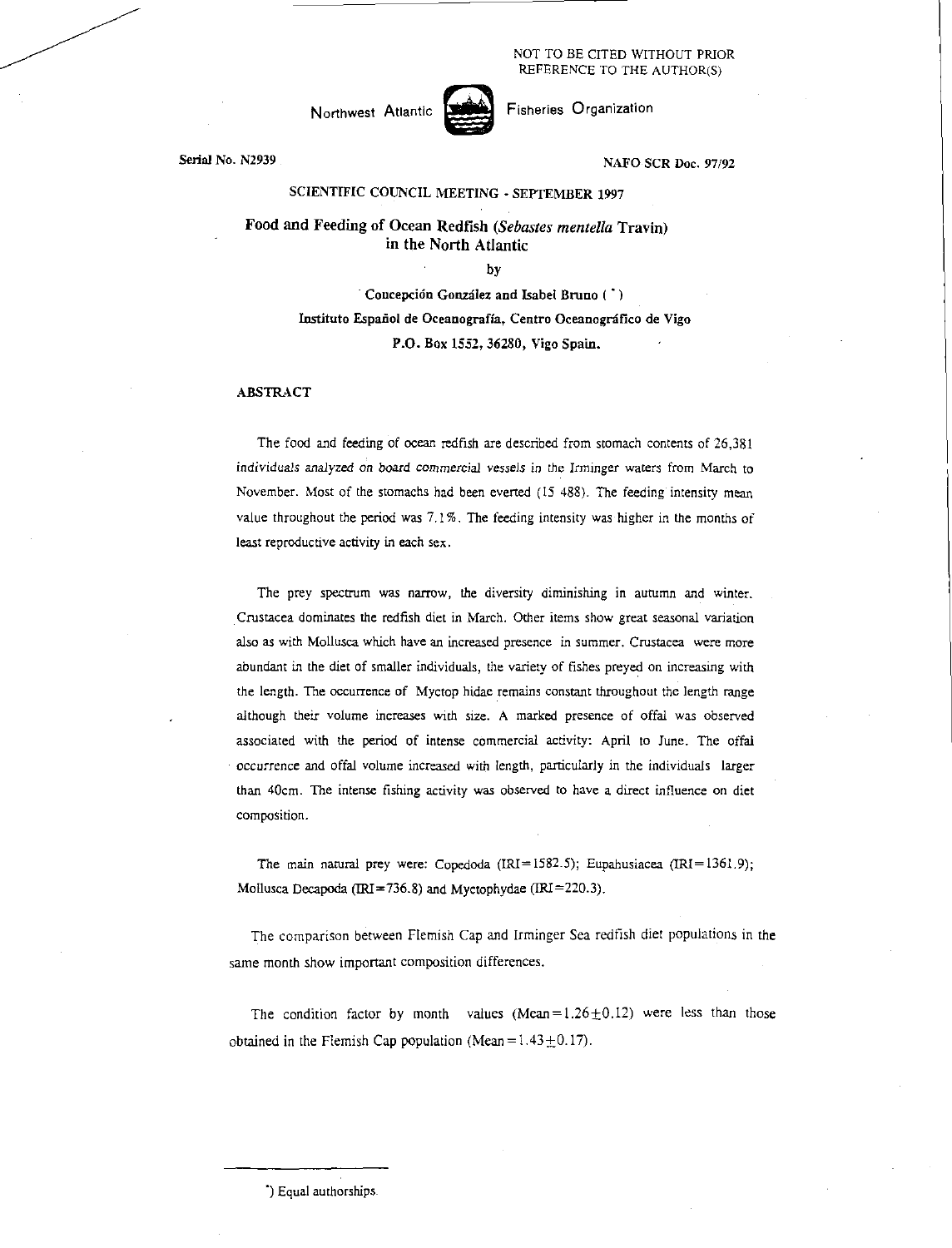NOT TO BE CITED WITHOUT PRIOR REFERENCE TO THE AUTHOR(S)

Northwest Atlantic Fisheries Organization

Serial No. N2939

NAFO SCR Doc. 97/92

SCIENTIFIC COUNCIL MEETING - SEPTEMBER 1997

# Food and Feeding of Ocean Redfish (*Sebastes mentella* Travin) in the North Atlantic

by

**Concepción González and Isabel Bruno (\*)**

**Instituto Español de Oceanografía, Centro Oceanográfico de Vigo**

**P.O. Box 1552, 36280, Vigo Spain.**

## ABSTRACT

The food and feeding of ocean redfish are described from stomach contents of 26,381 individuals analyzed on board commercial vessels in the Irminger waters from March to November. Most of the stomachs had been everted (15 488). The feeding intensity mean value throughout the period was 7.1%. The feeding intensity was higher in the months of least reproductive activity in each sex.

The prey spectrum was narrow, the diversity diminishing in autumn and winter. Crustacea dominates the redfish diet in March. Other items show great seasonal variation also as with Mollusca which have an increased presence in summer. Crustacea were more abundant in the diet of smaller individuals, the variety of fishes preyed on increasing with the length. The occurrence of Myctop hidae remains constant throughout the length range although their volume increases with size. A marked presence of offal was observed associated with the period of intense commercial activity: April to June. The offal occurrence and offal volume increased with length, particularly in the individuals larger than 40cm. The intense fishing activity was observed to have a direct influence on diet composition.

The main natural prey were: Copedoda (IRI=1582.5); Eupahusiacea (IRI=1361.9); Mollusca Decapoda (IRI=736.8) and Myctophydae (IRI=220.3).

The comparison between Flemish Cap and Irminger Sea redfish diet populations in the same month show important composition differences.

The condition factor by month values (Mean=$1.26 \pm 0.12$) were less than those obtained in the Flemish Cap population (Mean=$1.43 \pm 0.17$).

\*) Equal authorships.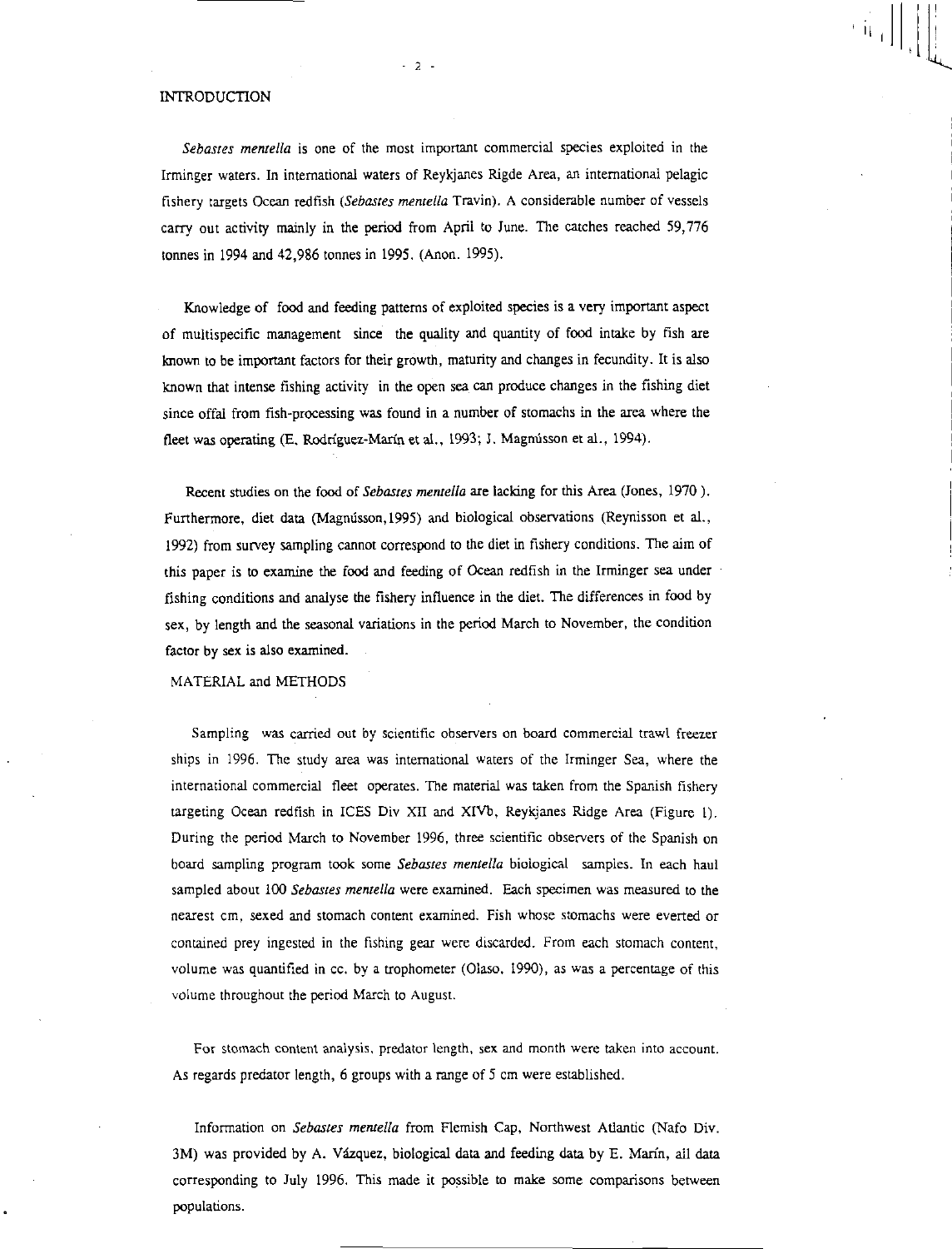## INTRODUCTION

*Sebastes mentella* is one of the most important commercial species exploited in the Irminger waters. In international waters of Reykjanes Rigde Area, an international pelagic fishery targets Ocean redfish (*Sebastes mentella* Travin). A considerable number of vessels carry out activity mainly in the period from April to June. The catches reached 59,776 tonnes in 1994 and 42,986 tonnes in 1995. (Anon. 1995).

Knowledge of food and feeding patterns of exploited species is a very important aspect of multispecific management since the quality and quantity of food intake by fish are known to be important factors for their growth, maturity and changes in fecundity. It is also known that intense fishing activity in the open sea can produce changes in the fishing diet since offal from fish-processing was found in a number of stomachs in the area where the fleet was operating (E. Rodríguez-Marín et al., 1993; J. Magnússon et al., 1994).

Recent studies on the food of *Sebastes mentella* are lacking for this Area (Jones, 1970 ). Furthermore, diet data (Magnússon,1995) and biological observations (Reynisson et al., 1992) from survey sampling cannot correspond to the diet in fishery conditions. The aim of this paper is to examine the food and feeding of Ocean redfish in the Irminger sea under fishing conditions and analyse the fishery influence in the diet. The differences in food by sex, by length and the seasonal variations in the period March to November, the condition factor by sex is also examined.

## MATERIAL and METHODS

Sampling was carried out by scientific observers on board commercial trawl freezer ships in 1996. The study area was international waters of the Irminger Sea, where the international commercial fleet operates. The material was taken from the Spanish fishery targeting Ocean redfish in ICES Div XII and XIVb, Reykjanes Ridge Area (Figure 1). During the period March to November 1996, three scientific observers of the Spanish on board sampling program took some *Sebastes mentella* biological samples. In each haul sampled about 100 *Sebastes mentella* were examined. Each specimen was measured to the nearest cm, sexed and stomach content examined. Fish whose stomachs were everted or contained prey ingested in the fishing gear were discarded. From each stomach content, volume was quantified in cc. by a trophometer (Olaso, 1990), as was a percentage of this volume throughout the period March to August.

For stomach content analysis, predator length, sex and month were taken into account. As regards predator length, 6 groups with a range of 5 cm were established.

Information on *Sebastes mentella* from Flemish Cap, Northwest Atlantic (Nafo Div. 3M) was provided by A. Vázquez, biological data and feeding data by E. Marín, all data corresponding to July 1996. This made it possible to make some comparisons between populations.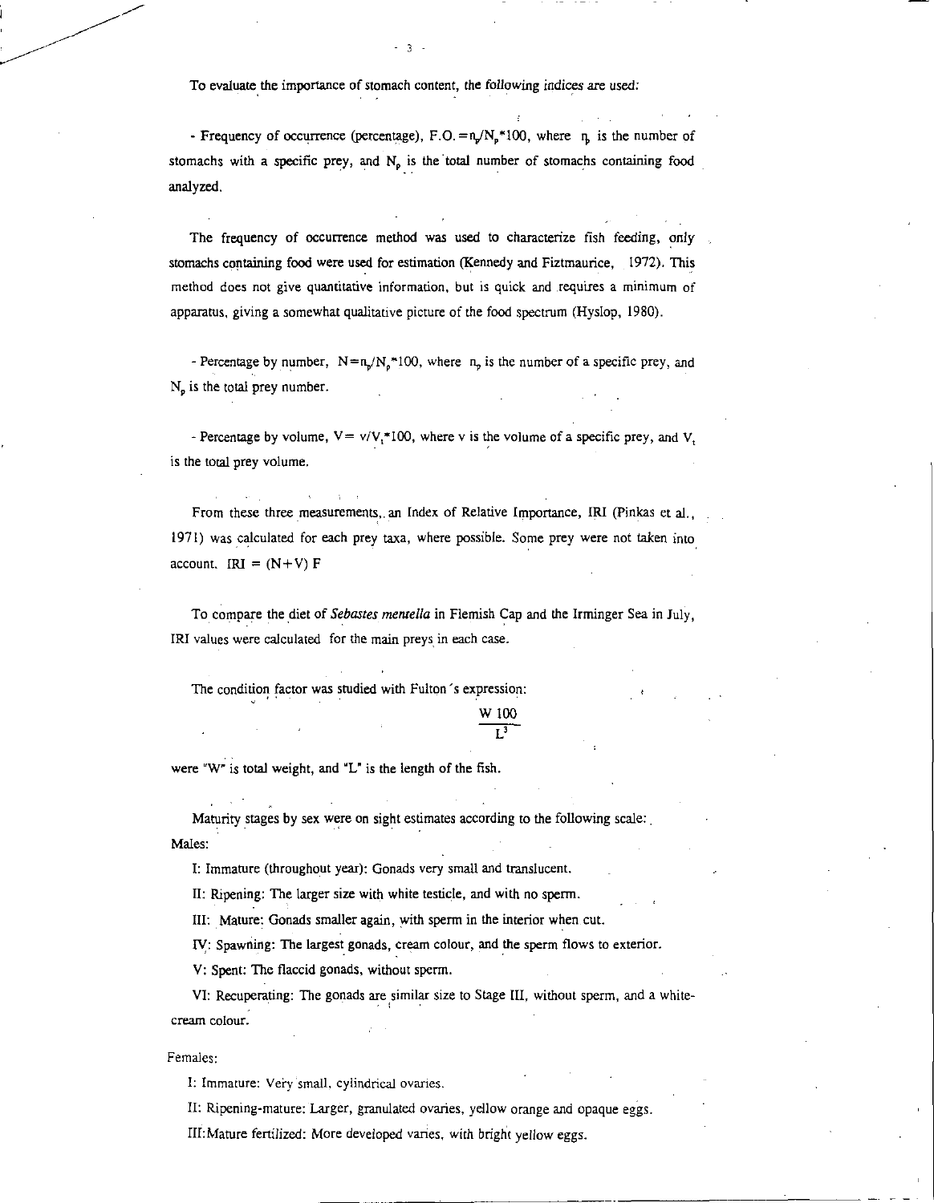To evaluate the importance of stomach content, the following indices are used:

- Frequency of occurrence (percentage), $F.O. = n_p/N_p*100$, where $n_p$ is the number of stomachs with a specific prey, and $N_p$ is the total number of stomachs containing food analyzed.

The frequency of occurrence method was used to characterize fish feeding, only stomachs containing food were used for estimation (Kennedy and Fiztmaurice, 1972). This method does not give quantitative information, but is quick and requires a minimum of apparatus, giving a somewhat qualitative picture of the food spectrum (Hyslop, 1980).

- Percentage by number, $N = n_p/N_p*100$, where $n_p$ is the number of a specific prey, and $N_p$ is the total prey number.

- Percentage by volume, $V = v/V_t*100$, where v is the volume of a specific prey, and $V_t$ is the total prey volume.

From these three measurements, an Index of Relative Importance, IRI (Pinkas et al., 1971) was calculated for each prey taxa, where possible. Some prey were not taken into account. $IRI = (N+V)\ F$

To compare the diet of *Sebastes mentella* in Flemish Cap and the Irminger Sea in July, IRI values were calculated for the main preys in each case.

The condition factor was studied with Fulton´s expression:

$$\frac{W\ 100}{L^3}$$

were "W" is total weight, and "L" is the length of the fish.

Maturity stages by sex were on sight estimates according to the following scale:

Males:

I: Immature (throughout year): Gonads very small and translucent.

II: Ripening: The larger size with white testicle, and with no sperm.

III: Mature: Gonads smaller again, with sperm in the interior when cut.

IV: Spawning: The largest gonads, cream colour, and the sperm flows to exterior.

V: Spent: The flaccid gonads, without sperm.

VI: Recuperating: The gonads are similar size to Stage III, without sperm, and a white-cream colour.

Females:

I: Immature: Very small, cylindrical ovaries.

II: Ripening-mature: Larger, granulated ovaries, yellow orange and opaque eggs.

III: Mature fertilized: More developed varies, with bright yellow eggs.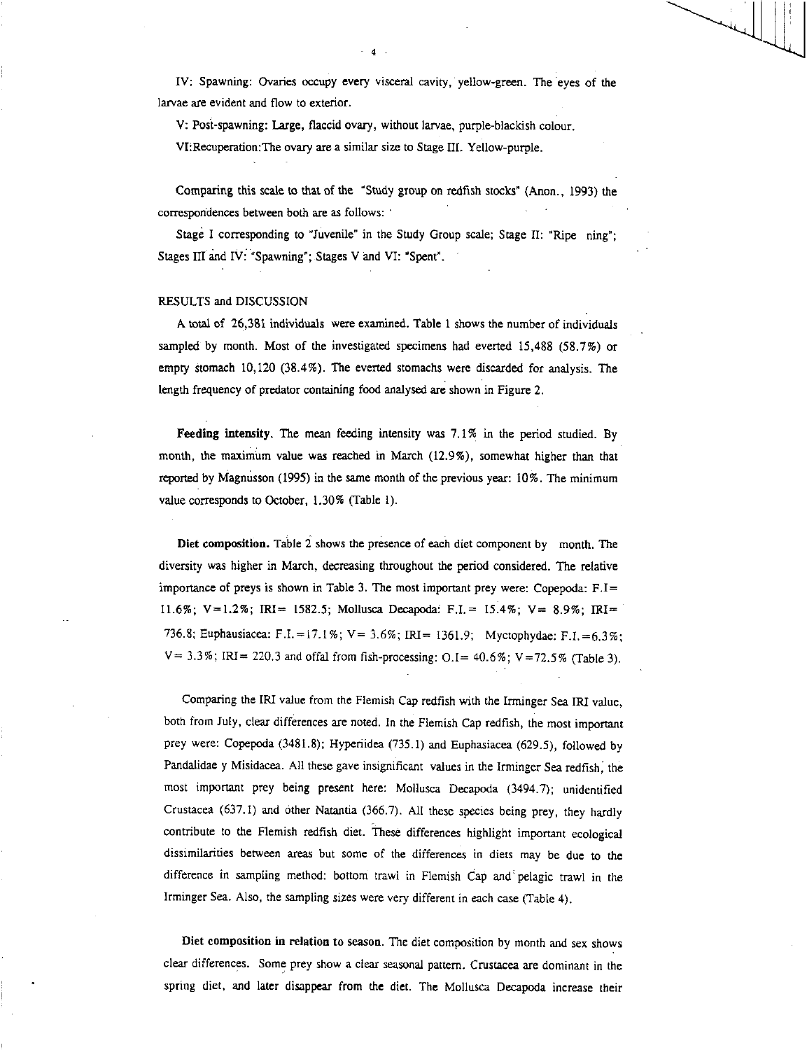IV: Spawning: Ovaries occupy every visceral cavity, yellow-green. The eyes of the larvae are evident and flow to exterior.

V: Post-spawning: Large, flaccid ovary, without larvae, purple-blackish colour.

VI:Recuperation:The ovary are a similar size to Stage III. Yellow-purple.

Comparing this scale to that of the "Study group on redfish stocks" (Anon., 1993) the correspondences between both are as follows:

Stage I corresponding to "Juvenile" in the Study Group scale; Stage II: "Ripe ning"; Stages III and IV: "Spawning"; Stages V and VI: "Spent".

RESULTS and DISCUSSION

A total of 26,381 individuals were examined. Table 1 shows the number of individuals sampled by month. Most of the investigated specimens had everted 15,488 (58.7%) or empty stomach 10,120 (38.4%). The everted stomachs were discarded for analysis. The length frequency of predator containing food analysed are shown in Figure 2.

**Feeding intensity**. The mean feeding intensity was 7.1% in the period studied. By month, the maximum value was reached in March (12.9%), somewhat higher than that reported by Magnusson (1995) in the same month of the previous year: 10%. The minimum value corresponds to October, 1.30% (Table 1).

**Diet composition.** Table 2 shows the presence of each diet component by month. The diversity was higher in March, decreasing throughout the period considered. The relative importance of preys is shown in Table 3. The most important prey were: Copepoda: F.I= 11.6%; V=1.2%; IRI= 1582.5; Mollusca Decapoda: F.I.= 15.4%; V= 8.9%; IRI= 736.8; Euphausiacea: F.I.=17.1%; V= 3.6%; IRI= 1361.9; Myctophydae: F.I.=6.3%; V= 3.3%; IRI= 220.3 and offal from fish-processing: O.I= 40.6%; V=72.5% (Table 3).

Comparing the IRI value from the Flemish Cap redfish with the Irminger Sea IRI value, both from July, clear differences are noted. In the Flemish Cap redfish, the most important prey were: Copepoda (3481.8); Hyperiidea (735.1) and Euphasiacea (629.5), followed by Pandalidae y Misidacea. All these gave insignificant values in the Irminger Sea redfish, the most important prey being present here: Mollusca Decapoda (3494.7); unidentified Crustacea (637.1) and other Natantia (366.7). All these species being prey, they hardly contribute to the Flemish redfish diet. These differences highlight important ecological dissimilarities between areas but some of the differences in diets may be due to the difference in sampling method: bottom trawl in Flemish Cap and pelagic trawl in the Irminger Sea. Also, the sampling sizes were very different in each case (Table 4).

**Diet composition in relation to season.** The diet composition by month and sex shows clear differences. Some prey show a clear seasonal pattern. Crustacea are dominant in the spring diet, and later disappear from the diet. The Mollusca Decapoda increase their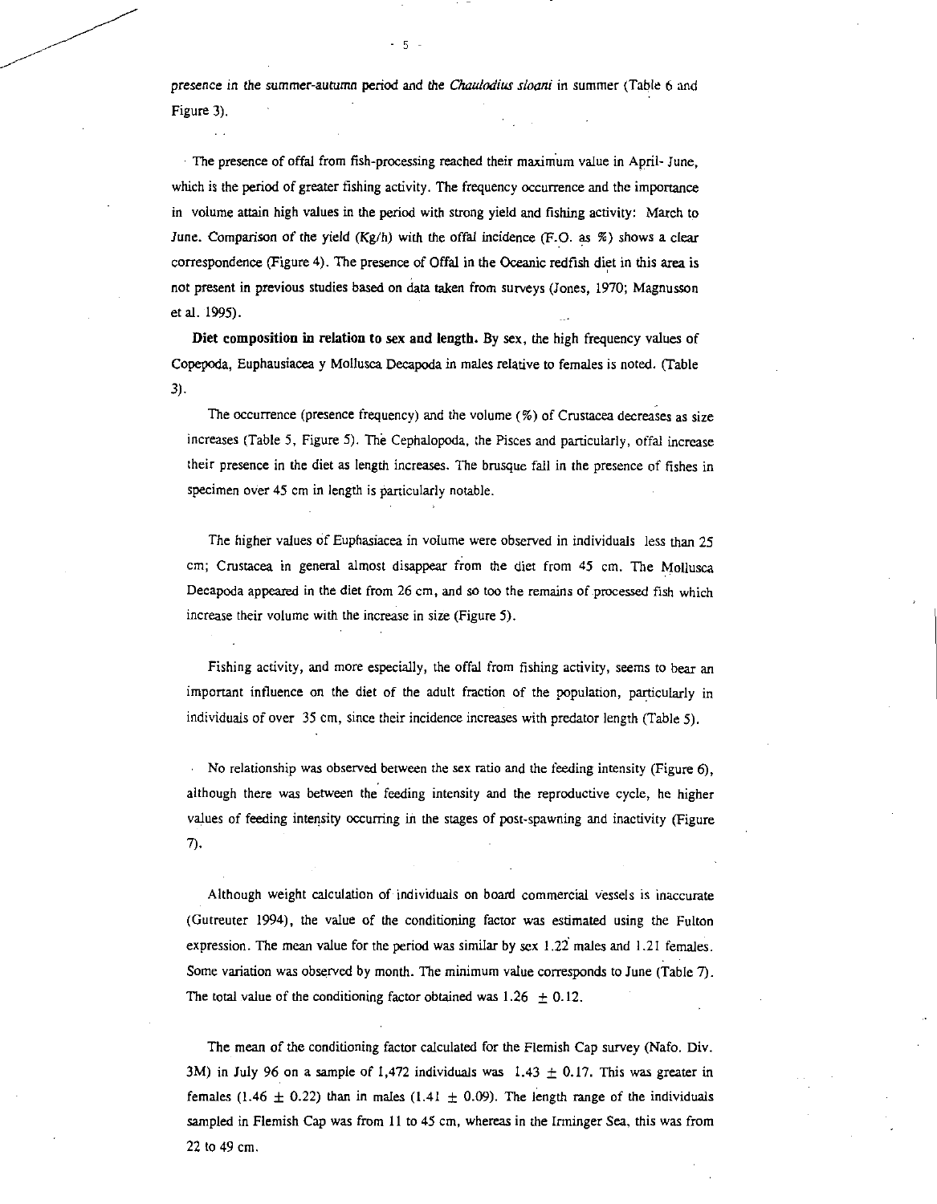presence in the summer-autumn period and the *Chaulodius sloani* in summer (Table 6 and Figure 3).

The presence of offal from fish-processing reached their maximum value in April- June, which is the period of greater fishing activity. The frequency occurrence and the importance in volume attain high values in the period with strong yield and fishing activity: March to June. Comparison of the yield (Kg/h) with the offal incidence (F.O. as %) shows a clear correspondence (Figure 4). The presence of Offal in the Oceanic redfish diet in this area is not present in previous studies based on data taken from surveys (Jones, 1970; Magnusson et al. 1995).

**Diet composition in relation to sex and length.** By sex, the high frequency values of Copepoda, Euphausiacea y Mollusca Decapoda in males relative to females is noted. (Table 3).

The occurrence (presence frequency) and the volume (%) of Crustacea decreases as size increases (Table 5, Figure 5). The Cephalopoda, the Pisces and particularly, offal increase their presence in the diet as length increases. The brusque fall in the presence of fishes in specimen over 45 cm in length is particularly notable.

The higher values of Euphasiacea in volume were observed in individuals less than 25 cm; Crustacea in general almost disappear from the diet from 45 cm. The Mollusca Decapoda appeared in the diet from 26 cm, and so too the remains of processed fish which increase their volume with the increase in size (Figure 5).

Fishing activity, and more especially, the offal from fishing activity, seems to bear an important influence on the diet of the adult fraction of the population, particularly in individuals of over 35 cm, since their incidence increases with predator length (Table 5).

No relationship was observed between the sex ratio and the feeding intensity (Figure 6), although there was between the feeding intensity and the reproductive cycle, he higher values of feeding intensity occurring in the stages of post-spawning and inactivity (Figure 7).

Although weight calculation of individuals on board commercial vessels is inaccurate (Gutreuter 1994), the value of the conditioning factor was estimated using the Fulton expression. The mean value for the period was similar by sex 1.22 males and 1.21 females. Some variation was observed by month. The minimum value corresponds to June (Table 7). The total value of the conditioning factor obtained was $1.26 \pm 0.12$.

The mean of the conditioning factor calculated for the Flemish Cap survey (Nafo. Div. 3M) in July 96 on a sample of 1,472 individuals was $1.43 \pm 0.17$. This was greater in females ($1.46 \pm 0.22$) than in males ($1.41 \pm 0.09$). The length range of the individuals sampled in Flemish Cap was from 11 to 45 cm, whereas in the Irminger Sea, this was from 22 to 49 cm.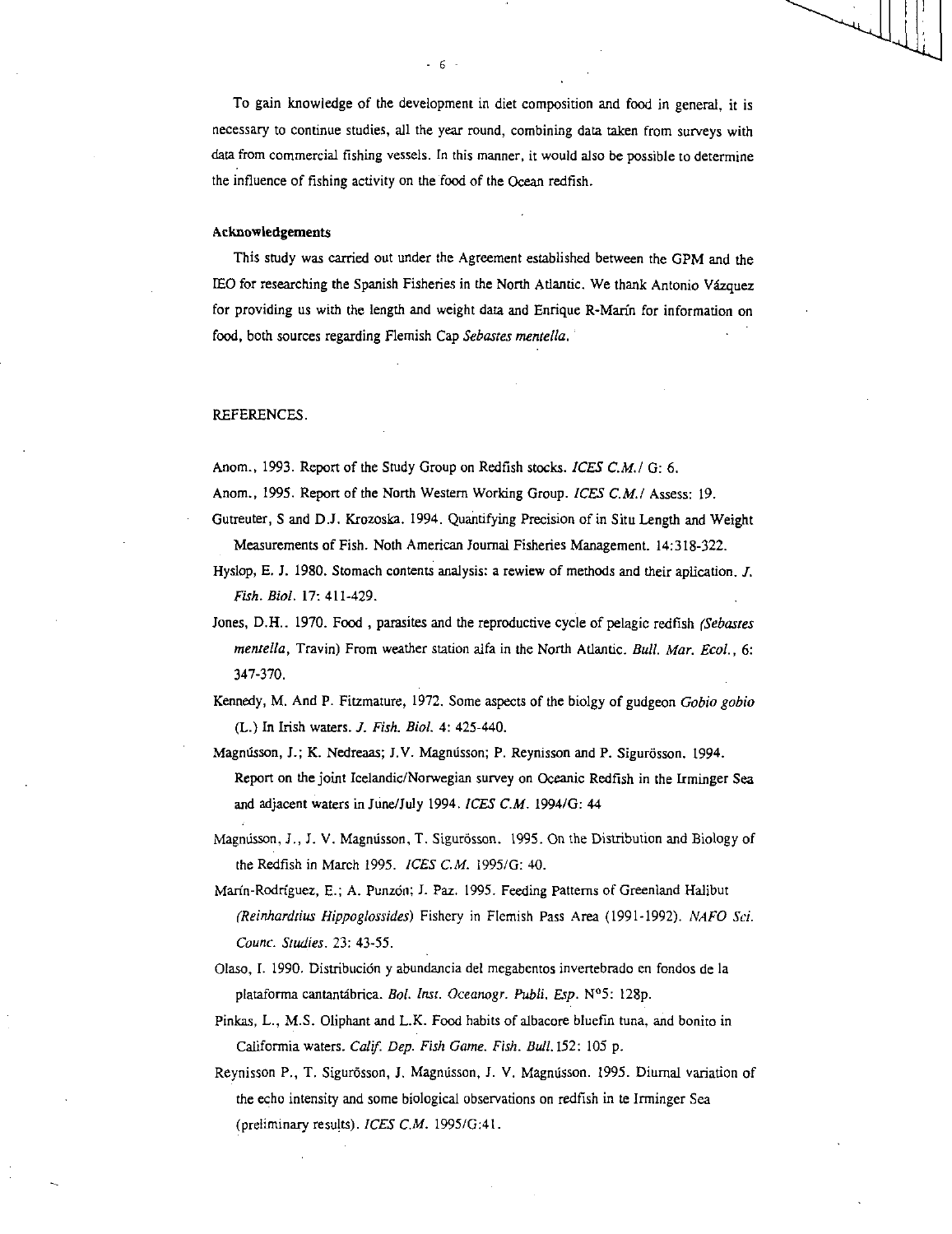To gain knowledge of the development in diet composition and food in general, it is necessary to continue studies, all the year round, combining data taken from surveys with data from commercial fishing vessels. In this manner, it would also be possible to determine the influence of fishing activity on the food of the Ocean redfish.

**Acknowledgements**

This study was carried out under the Agreement established between the GPM and the IEO for researching the Spanish Fisheries in the North Atlantic. We thank Antonio Vázquez for providing us with the length and weight data and Enrique R-Marín for information on food, both sources regarding Flemish Cap *Sebastes mentella*.

## REFERENCES.

Anom., 1993. Report of the Study Group on Redfish stocks. *ICES C.M.*/ G: 6.

Anom., 1995. Report of the North Western Working Group. *ICES C.M.*/ Assess: 19.

Gutreuter, S and D.J. Krozoska. 1994. Quantifying Precision of in Situ Length and Weight Measurements of Fish. Noth American Journal Fisheries Management. 14:318-322.

Hyslop, E. J. 1980. Stomach contents analysis: a rewiew of methods and their aplication. *J. Fish. Biol.* 17: 411-429.

Jones, D.H.. 1970. Food , parasites and the reproductive cycle of pelagic redfish *(Sebastes mentella*, Travin) From weather station alfa in the North Atlantic. *Bull. Mar. Ecol.*, 6: 347-370.

Kennedy, M. And P. Fitzmature, 1972. Some aspects of the biolgy of gudgeon *Gobio gobio* (L.) In Irish waters. *J. Fish. Biol.* 4: 425-440.

Magnússon, J.; K. Nedreaas; J.V. Magnússon; P. Reynisson and P. Sigurösson. 1994. Report on the joint Icelandic/Norwegian survey on Oceanic Redfish in the Irminger Sea and adjacent waters in June/July 1994. *ICES C.M.* 1994/G: 44

Magnússon, J., J. V. Magnússon, T. Sigurösson. 1995. On the Distribution and Biology of the Redfish in March 1995. *ICES C.M.* 1995/G: 40.

Marín-Rodríguez, E.; A. Punzón; J. Paz. 1995. Feeding Patterns of Greenland Halibut *(Reinhardtius Hippoglossides)* Fishery in Flemish Pass Area (1991-1992). *NAFO Sci. Counc. Studies*. 23: 43-55.

Olaso, I. 1990. Distribución y abundancia del megabentos invertebrado en fondos de la plataforma cantantábrica. *Bol. Inst. Oceanogr. Publi. Esp.* Nº5: 128p.

Pinkas, L., M.S. Oliphant and L.K. Food habits of albacore bluefin tuna, and bonito in Califormia waters. *Calif. Dep. Fish Game. Fish. Bull.*152: 105 p.

Reynisson P., T. Sigurösson, J. Magnússon, J. V. Magnússon. 1995. Diurnal variation of the echo intensity and some biological observations on redfish in te Irminger Sea (preliminary results). *ICES C.M.* 1995/G:41.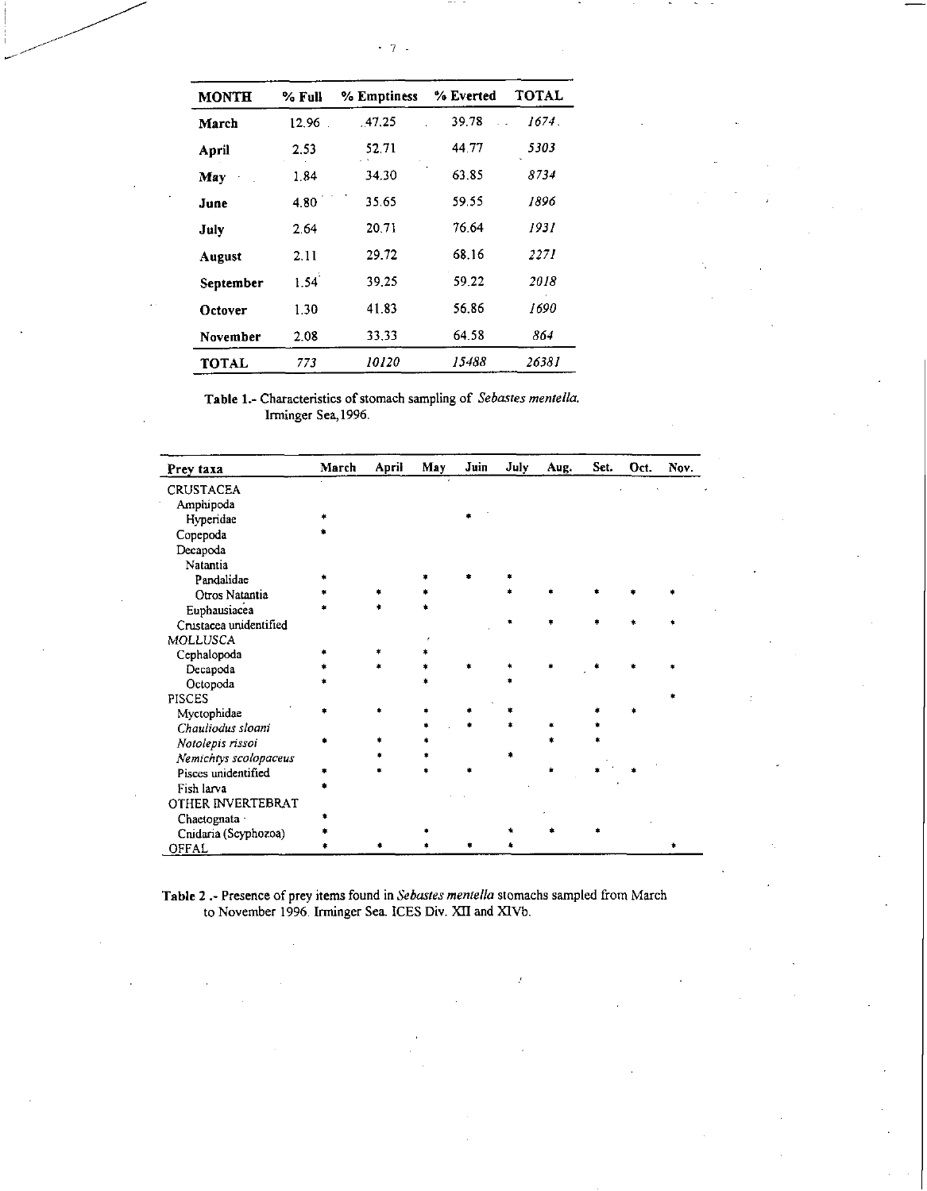| MONTH | % Full | % Emptiness | % Everted | TOTAL |
|---|---|---|---|---|
| March | 12.96 | 47.25 | 39.78 | *1674* |
| April | 2.53 | 52.71 | 44.77 | *5303* |
| May | 1.84 | 34.30 | 63.85 | *8734* |
| June | 4.80 | 35.65 | 59.55 | *1896* |
| July | 2.64 | 20.71 | 76.64 | *1931* |
| August | 2.11 | 29.72 | 68.16 | *2271* |
| September | 1.54 | 39.25 | 59.22 | *2018* |
| Octover | 1.30 | 41.83 | 56.86 | *1690* |
| November | 2.08 | 33.33 | 64.58 | *864* |
| **TOTAL** | *773* | *10120* | *15488* | *26381* |

**Table 1.-** Characteristics of stomach sampling of *Sebastes mentella*. Irminger Sea, 1996.

| Prey taxa | March | April | May | Juin | July | Aug. | Set. | Oct. | Nov. |
|---|---|---|---|---|---|---|---|---|---|
| CRUSTACEA | | | | | | | | | |
| Amphipoda | | | | | | | | | |
| Hyperidae | * | | | * | | | | | |
| Copepoda | * | | | | | | | | |
| Decapoda | | | | | | | | | |
| Natantia | | | | | | | | | |
| Pandalidae | * | | * | * | * | | | | |
| Otros Natantia | * | * | * | | * | * | * | * | * |
| Euphausiacea | * | * | * | | | | | | |
| Crustacea unidentified | | | | | * | * | * | * | * |
| MOLLUSCA | | | | | | | | | |
| Cephalopoda | * | * | * | | | | | | |
| Decapoda | * | * | * | * | * | * | * | * | * |
| Octopoda | * | | * | | * | | | | |
| PISCES | | | | | | | | | * |
| Myctophidae | * | * | * | * | * | | * | * | |
| *Chauliodus sloani* | | | * | * | * | * | * | | |
| *Notolepis rissoi* | * | * | * | | | * | * | | |
| *Nemichtys scolopaceus* | | * | * | | * | | | | |
| Pisces unidentified | * | * | * | * | | * | * | * | |
| Fish larva | * | | | | | | | | |
| OTHER INVERTEBRAT | | | | | | | | | |
| Chaetognata | * | | | | | | | | |
| Cnidaria (Scyphozoa) | * | | * | | * | * | * | | |
| OFFAL | * | * | * | * | * | | | | * |

**Table 2 .-** Presence of prey items found in *Sebastes mentella* stomachs sampled from March to November 1996. Irminger Sea. ICES Div. XII and XIVb.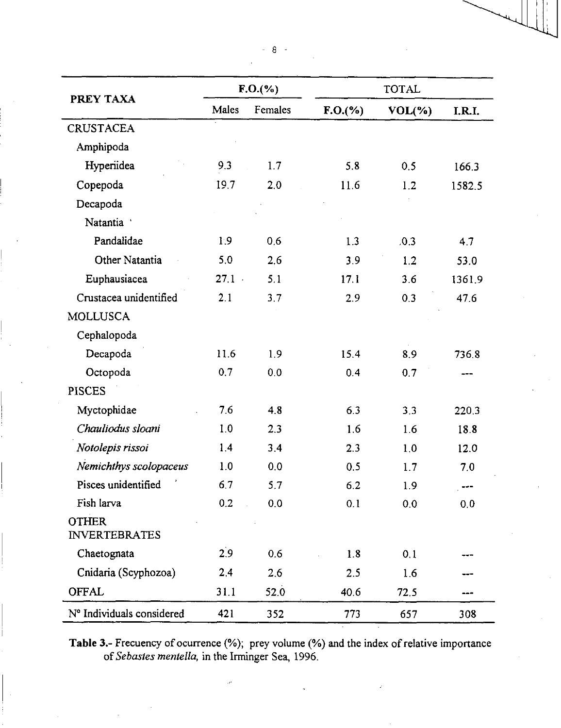| PREY TAXA | F.O.(%) | | TOTAL | | |
|---|---|---|---|---|---|
| | Males | Females | F.O.(%) | VOL(%) | I.R.I. |
| CRUSTACEA | | | | | |
| Amphipoda | | | | | |
| Hyperiidea | 9.3 | 1.7 | 5.8 | 0.5 | 166.3 |
| Copepoda | 19.7 | 2.0 | 11.6 | 1.2 | 1582.5 |
| Decapoda | | | | | |
| Natantia | | | | | |
| Pandalidae | 1.9 | 0.6 | 1.3 | 0.3 | 4.7 |
| Other Natantia | 5.0 | 2.6 | 3.9 | 1.2 | 53.0 |
| Euphausiacea | 27.1 | 5.1 | 17.1 | 3.6 | 1361.9 |
| Crustacea unidentified | 2.1 | 3.7 | 2.9 | 0.3 | 47.6 |
| MOLLUSCA | | | | | |
| Cephalopoda | | | | | |
| Decapoda | 11.6 | 1.9 | 15.4 | 8.9 | 736.8 |
| Octopoda | 0.7 | 0.0 | 0.4 | 0.7 | --- |
| PISCES | | | | | |
| Myctophidae | 7.6 | 4.8 | 6.3 | 3.3 | 220.3 |
| *Chauliodus sloani* | 1.0 | 2.3 | 1.6 | 1.6 | 18.8 |
| *Notolepis rissoi* | 1.4 | 3.4 | 2.3 | 1.0 | 12.0 |
| *Nemichthys scolopaceus* | 1.0 | 0.0 | 0.5 | 1.7 | 7.0 |
| Pisces unidentified | 6.7 | 5.7 | 6.2 | 1.9 | --- |
| Fish larva | 0.2 | 0.0 | 0.1 | 0.0 | 0.0 |
| OTHER INVERTEBRATES | | | | | |
| Chaetognata | 2.9 | 0.6 | 1.8 | 0.1 | --- |
| Cnidaria (Scyphozoa) | 2.4 | 2.6 | 2.5 | 1.6 | --- |
| OFFAL | 31.1 | 52.0 | 40.6 | 72.5 | --- |
| N° Individuals considered | 421 | 352 | 773 | 657 | 308 |

**Table 3.**- Frecuency of ocurrence (%); prey volume (%) and the index of relative importance of *Sebastes mentella*, in the Irminger Sea, 1996.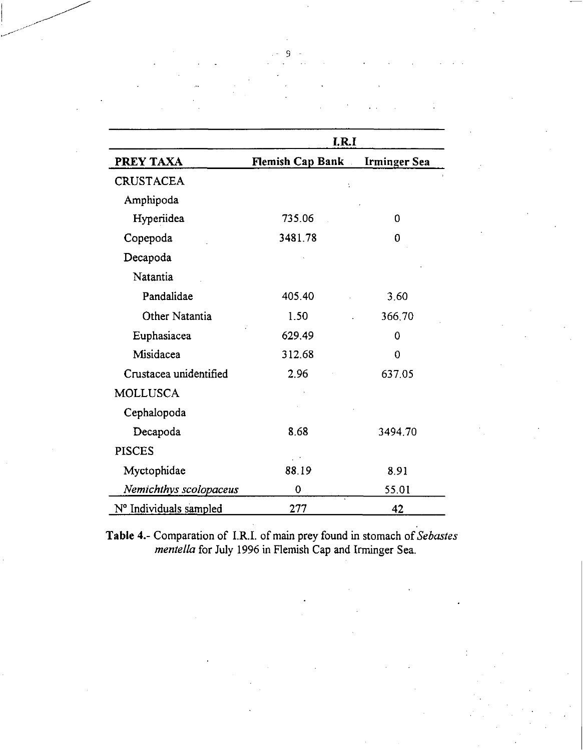| | I.R.I | |
|---|---|---|
| **PREY TAXA** | **Flemish Cap Bank** | **Irminger Sea** |
| CRUSTACEA | | |
| Amphipoda | | |
| Hyperiidea | 735.06 | 0 |
| Copepoda | 3481.78 | 0 |
| Decapoda | | |
| Natantia | | |
| Pandalidae | 405.40 | 3.60 |
| Other Natantia | 1.50 | 366.70 |
| Euphasiacea | 629.49 | 0 |
| Misidacea | 312.68 | 0 |
| Crustacea unidentified | 2.96 | 637.05 |
| MOLLUSCA | | |
| Cephalopoda | | |
| Decapoda | 8.68 | 3494.70 |
| PISCES | | |
| Myctophidae | 88.19 | 8.91 |
| *Nemichthys scolopaceus* | 0 | 55.01 |
| N° Individuals sampled | 277 | 42 |

**Table 4.**- Comparation of I.R.I. of main prey found in stomach of *Sebastes mentella* for July 1996 in Flemish Cap and Irminger Sea.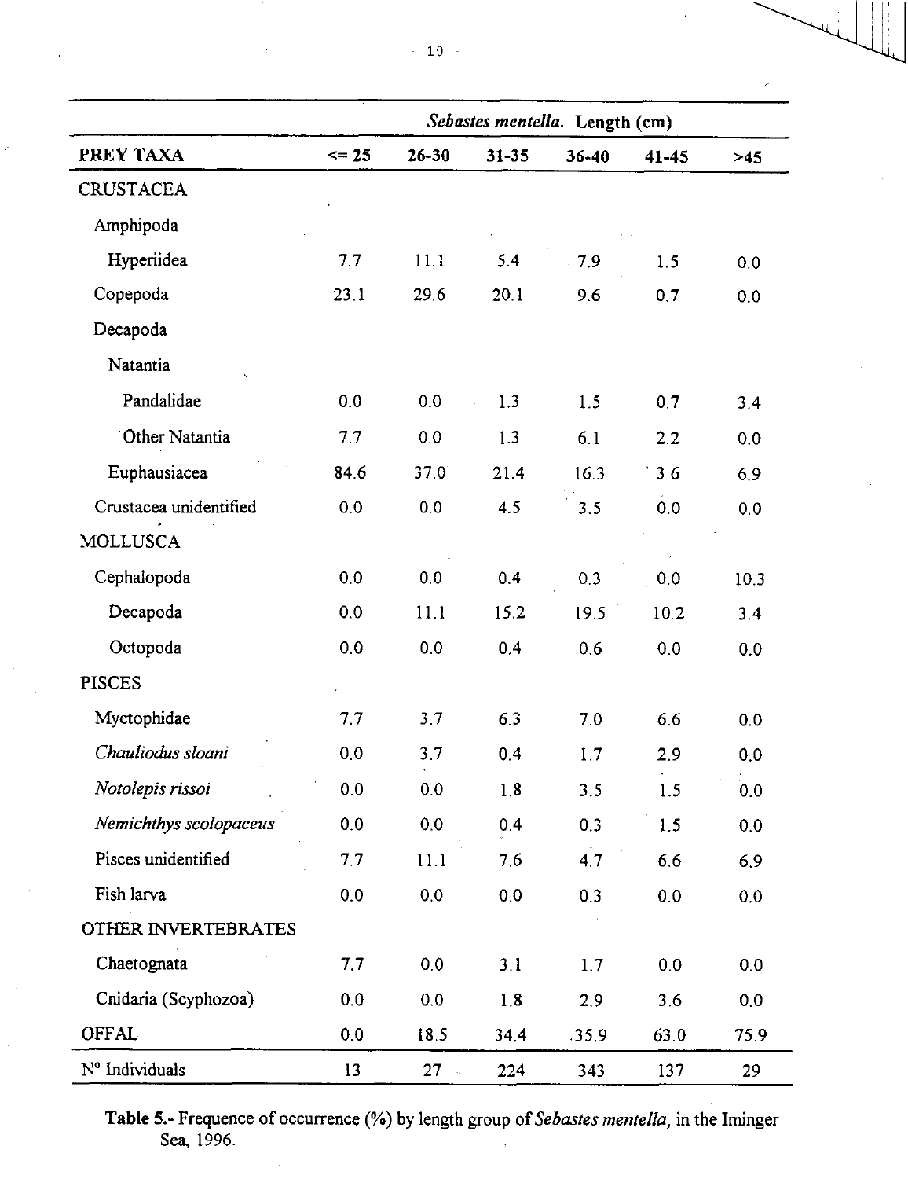| | *Sebastes mentella*. Length (cm) | | | | | |
|---|---|---|---|---|---|---|
| **PREY TAXA** | **<= 25** | **26-30** | **31-35** | **36-40** | **41-45** | **>45** |
| CRUSTACEA | | | | | | |
| Amphipoda | | | | | | |
| Hyperiidea | 7.7 | 11.1 | 5.4 | 7.9 | 1.5 | 0.0 |
| Copepoda | 23.1 | 29.6 | 20.1 | 9.6 | 0.7 | 0.0 |
| Decapoda | | | | | | |
| Natantia | | | | | | |
| Pandalidae | 0.0 | 0.0 | 1.3 | 1.5 | 0.7 | 3.4 |
| Other Natantia | 7.7 | 0.0 | 1.3 | 6.1 | 2.2 | 0.0 |
| Euphausiacea | 84.6 | 37.0 | 21.4 | 16.3 | 3.6 | 6.9 |
| Crustacea unidentified | 0.0 | 0.0 | 4.5 | 3.5 | 0.0 | 0.0 |
| MOLLUSCA | | | | | | |
| Cephalopoda | 0.0 | 0.0 | 0.4 | 0.3 | 0.0 | 10.3 |
| Decapoda | 0.0 | 11.1 | 15.2 | 19.5 | 10.2 | 3.4 |
| Octopoda | 0.0 | 0.0 | 0.4 | 0.6 | 0.0 | 0.0 |
| PISCES | | | | | | |
| Myctophidae | 7.7 | 3.7 | 6.3 | 7.0 | 6.6 | 0.0 |
| *Chauliodus sloani* | 0.0 | 3.7 | 0.4 | 1.7 | 2.9 | 0.0 |
| *Notolepis rissoi* | 0.0 | 0.0 | 1.8 | 3.5 | 1.5 | 0.0 |
| *Nemichthys scolopaceus* | 0.0 | 0.0 | 0.4 | 0.3 | 1.5 | 0.0 |
| Pisces unidentified | 7.7 | 11.1 | 7.6 | 4.7 | 6.6 | 6.9 |
| Fish larva | 0.0 | 0.0 | 0.0 | 0.3 | 0.0 | 0.0 |
| OTHER INVERTEBRATES | | | | | | |
| Chaetognata | 7.7 | 0.0 | 3.1 | 1.7 | 0.0 | 0.0 |
| Cnidaria (Scyphozoa) | 0.0 | 0.0 | 1.8 | 2.9 | 3.6 | 0.0 |
| OFFAL | 0.0 | 18.5 | 34.4 | 35.9 | 63.0 | 75.9 |
| Nº Individuals | 13 | 27 | 224 | 343 | 137 | 29 |

**Table 5.-** Frequence of occurrence (%) by length group of *Sebastes mentella*, in the Iminger Sea, 1996.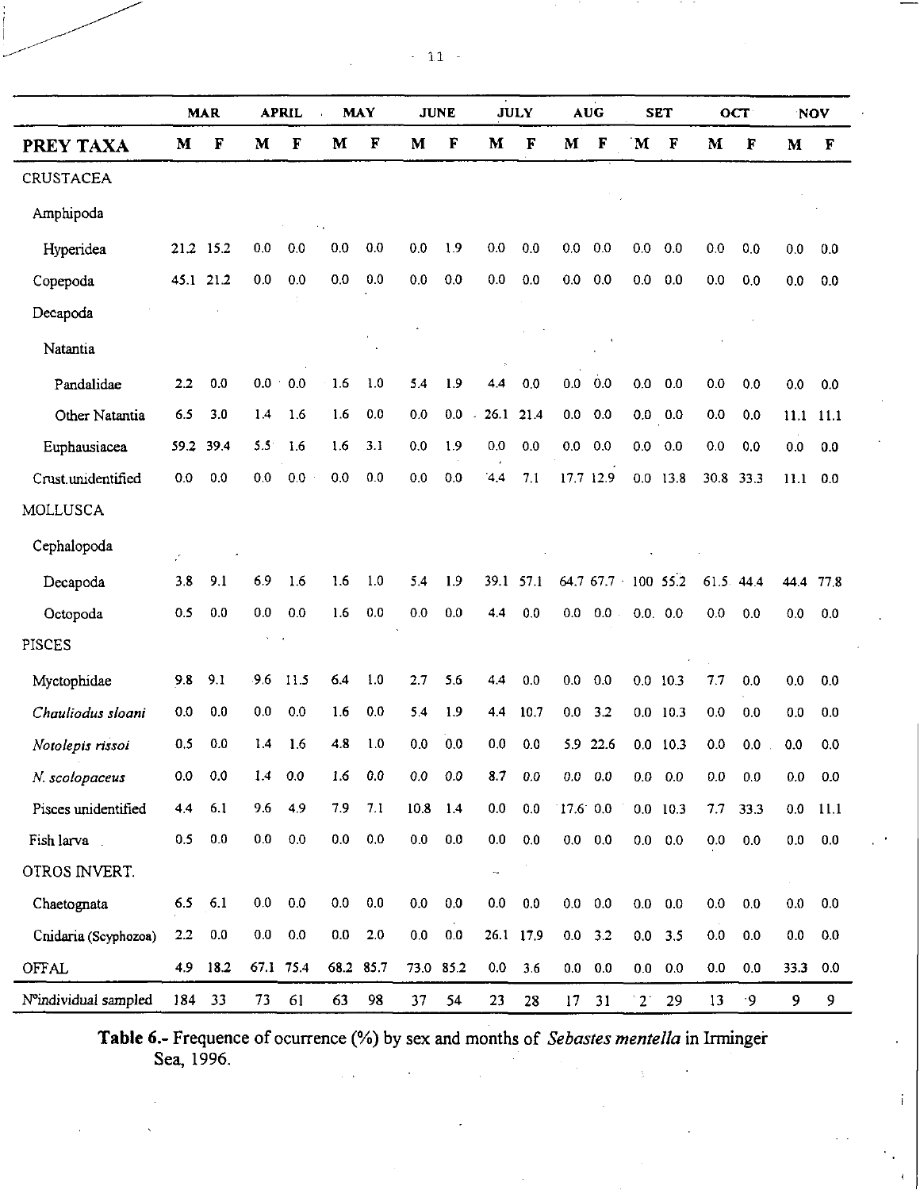| | MAR | | APRIL | | MAY | | JUNE | | JULY | | AUG | | SET | | OCT | | NOV | |
|---|---|---|---|---|---|---|---|---|---|---|---|---|---|---|---|---|---|---|
| **PREY TAXA** | **M** | **F** | **M** | **F** | **M** | **F** | **M** | **F** | **M** | **F** | **M** | **F** | **M** | **F** | **M** | **F** | **M** | **F** |
| CRUSTACEA | | | | | | | | | | | | | | | | | | |
| Amphipoda | | | | | | | | | | | | | | | | | | |
| Hyperidea | 21.2 | 15.2 | 0.0 | 0.0 | 0.0 | 0.0 | 0.0 | 1.9 | 0.0 | 0.0 | 0.0 | 0.0 | 0.0 | 0.0 | 0.0 | 0.0 | 0.0 | 0.0 |
| Copepoda | 45.1 | 21.2 | 0.0 | 0.0 | 0.0 | 0.0 | 0.0 | 0.0 | 0.0 | 0.0 | 0.0 | 0.0 | 0.0 | 0.0 | 0.0 | 0.0 | 0.0 | 0.0 |
| Decapoda | | | | | | | | | | | | | | | | | | |
| Natantia | | | | | | | | | | | | | | | | | | |
| Pandalidae | 2.2 | 0.0 | 0.0 | 0.0 | 1.6 | 1.0 | 5.4 | 1.9 | 4.4 | 0.0 | 0.0 | 0.0 | 0.0 | 0.0 | 0.0 | 0.0 | 0.0 | 0.0 |
| Other Natantia | 6.5 | 3.0 | 1.4 | 1.6 | 1.6 | 0.0 | 0.0 | 0.0 | 26.1 | 21.4 | 0.0 | 0.0 | 0.0 | 0.0 | 0.0 | 0.0 | 11.1 | 11.1 |
| Euphausiacea | 59.2 | 39.4 | 5.5 | 1.6 | 1.6 | 3.1 | 0.0 | 1.9 | 0.0 | 0.0 | 0.0 | 0.0 | 0.0 | 0.0 | 0.0 | 0.0 | 0.0 | 0.0 |
| Crust.unidentified | 0.0 | 0.0 | 0.0 | 0.0 | 0.0 | 0.0 | 0.0 | 0.0 | 4.4 | 7.1 | 17.7 | 12.9 | 0.0 | 13.8 | 30.8 | 33.3 | 11.1 | 0.0 |
| MOLLUSCA | | | | | | | | | | | | | | | | | | |
| Cephalopoda | | | | | | | | | | | | | | | | | | |
| Decapoda | 3.8 | 9.1 | 6.9 | 1.6 | 1.6 | 1.0 | 5.4 | 1.9 | 39.1 | 57.1 | 64.7 | 67.7 | 100 | 55.2 | 61.5 | 44.4 | 44.4 | 77.8 |
| Octopoda | 0.5 | 0.0 | 0.0 | 0.0 | 1.6 | 0.0 | 0.0 | 0.0 | 4.4 | 0.0 | 0.0 | 0.0 | 0.0 | 0.0 | 0.0 | 0.0 | 0.0 | 0.0 |
| PISCES | | | | | | | | | | | | | | | | | | |
| Myctophidae | 9.8 | 9.1 | 9.6 | 11.5 | 6.4 | 1.0 | 2.7 | 5.6 | 4.4 | 0.0 | 0.0 | 0.0 | 0.0 | 10.3 | 7.7 | 0.0 | 0.0 | 0.0 |
| *Chauliodus sloani* | 0.0 | 0.0 | 0.0 | 0.0 | 1.6 | 0.0 | 5.4 | 1.9 | 4.4 | 10.7 | 0.0 | 3.2 | 0.0 | 10.3 | 0.0 | 0.0 | 0.0 | 0.0 |
| *Notolepis rissoi* | 0.5 | 0.0 | 1.4 | 1.6 | 4.8 | 1.0 | 0.0 | 0.0 | 0.0 | 0.0 | 5.9 | 22.6 | 0.0 | 10.3 | 0.0 | 0.0 | 0.0 | 0.0 |
| *N. scolopaceus* | 0.0 | 0.0 | 1.4 | 0.0 | 1.6 | 0.0 | 0.0 | 0.0 | 8.7 | 0.0 | 0.0 | 0.0 | 0.0 | 0.0 | 0.0 | 0.0 | 0.0 | 0.0 |
| Pisces unidentified | 4.4 | 6.1 | 9.6 | 4.9 | 7.9 | 7.1 | 10.8 | 1.4 | 0.0 | 0.0 | 17.6 | 0.0 | 0.0 | 10.3 | 7.7 | 33.3 | 0.0 | 11.1 |
| Fish larva | 0.5 | 0.0 | 0.0 | 0.0 | 0.0 | 0.0 | 0.0 | 0.0 | 0.0 | 0.0 | 0.0 | 0.0 | 0.0 | 0.0 | 0.0 | 0.0 | 0.0 | 0.0 |
| OTROS INVERT. | | | | | | | | | | | | | | | | | | |
| Chaetognata | 6.5 | 6.1 | 0.0 | 0.0 | 0.0 | 0.0 | 0.0 | 0.0 | 0.0 | 0.0 | 0.0 | 0.0 | 0.0 | 0.0 | 0.0 | 0.0 | 0.0 | 0.0 |
| Cnidaria (Scyphozoa) | 2.2 | 0.0 | 0.0 | 0.0 | 0.0 | 2.0 | 0.0 | 0.0 | 26.1 | 17.9 | 0.0 | 3.2 | 0.0 | 3.5 | 0.0 | 0.0 | 0.0 | 0.0 |
| OFFAL | 4.9 | 18.2 | 67.1 | 75.4 | 68.2 | 85.7 | 73.0 | 85.2 | 0.0 | 3.6 | 0.0 | 0.0 | 0.0 | 0.0 | 0.0 | 0.0 | 33.3 | 0.0 |
| Nºindividual sampled | 184 | 33 | 73 | 61 | 63 | 98 | 37 | 54 | 23 | 28 | 17 | 31 | 2 | 29 | 13 | 9 | 9 | 9 |

**Table 6.-** Frequence of ocurrence (%) by sex and months of *Sebastes mentella* in Irminger Sea, 1996.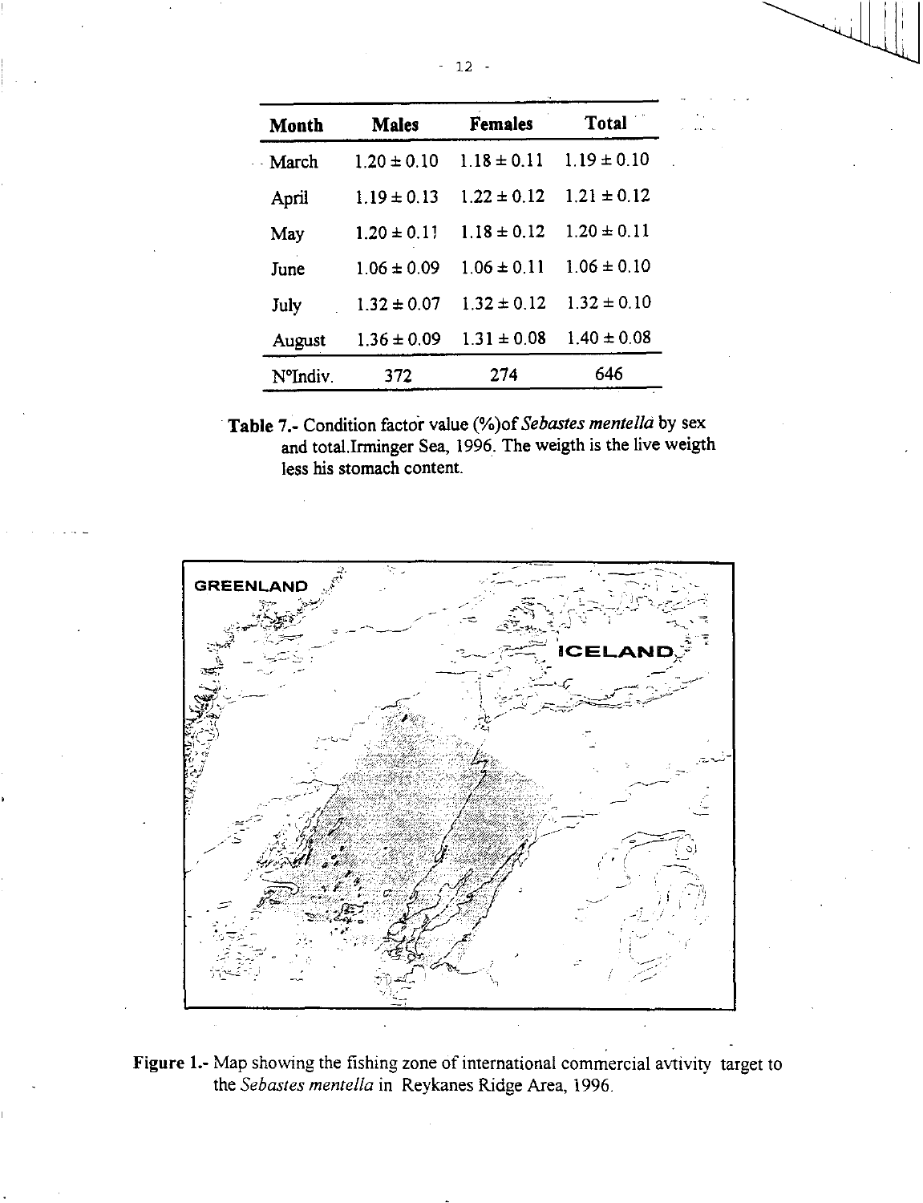| Month | Males | Females | Total |
|---|---|---|---|
| March | 1.20 ± 0.10 | 1.18 ± 0.11 | 1.19 ± 0.10 |
| April | 1.19 ± 0.13 | 1.22 ± 0.12 | 1.21 ± 0.12 |
| May | 1.20 ± 0.11 | 1.18 ± 0.12 | 1.20 ± 0.11 |
| June | 1.06 ± 0.09 | 1.06 ± 0.11 | 1.06 ± 0.10 |
| July | 1.32 ± 0.07 | 1.32 ± 0.12 | 1.32 ± 0.10 |
| August | 1.36 ± 0.09 | 1.31 ± 0.08 | 1.40 ± 0.08 |
| N°Indiv. | 372 | 274 | 646 |

**Table 7.-** Condition factor value (%)of *Sebastes mentella* by sex and total.Irminger Sea, 1996. The weigth is the live weigth less his stomach content.

GREENLAND

ICELAND

**Figure 1.-** Map showing the fishing zone of international commercial avtivity target to the *Sebastes mentella* in Reykanes Ridge Area, 1996.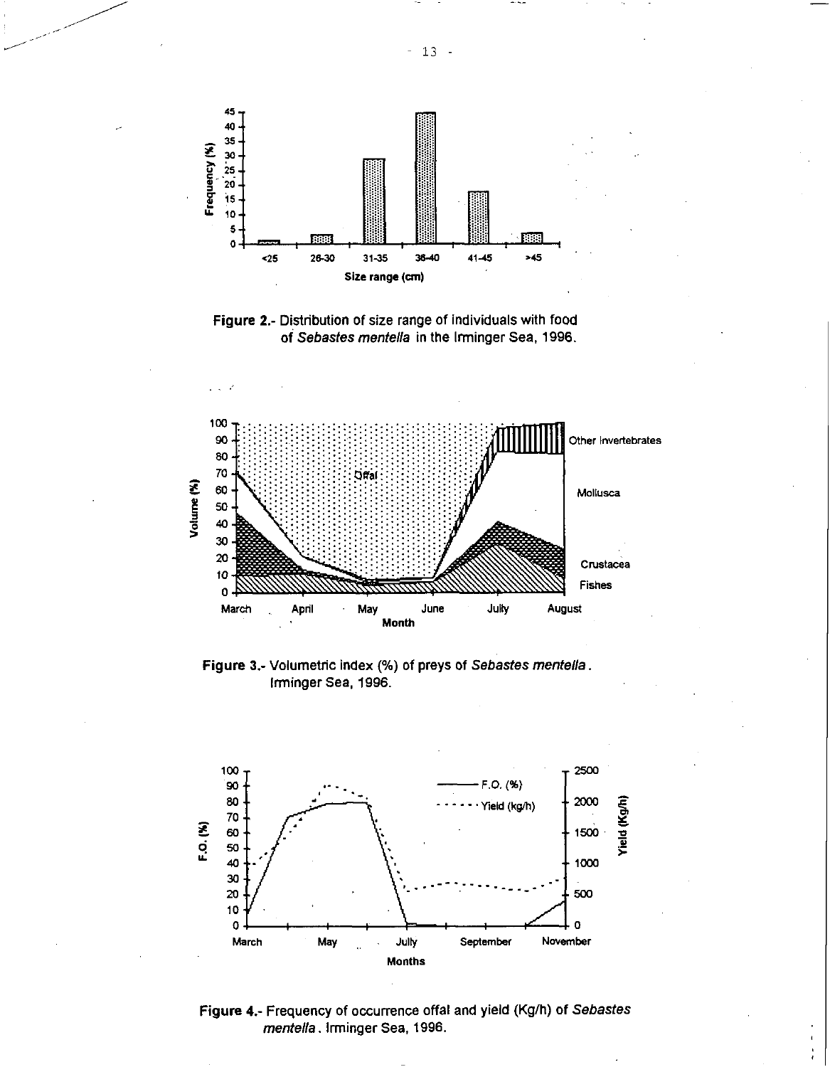45
40
35
30
25
20
15
10
5
0

Frequency (%)

<25
26-30
31-35
36-40
41-45
>45

Size range (cm)

**Figure 2.**- Distribution of size range of individuals with food of *Sebastes mentella* in the Irminger Sea, 1996.

100
90
80
70
60
50
40
30
20
10
0

Volume (%)

Offal

Other Invertebrates

Mollusca

Crustacea

Fishes

March
April
May
June
July
August

Month

**Figure 3.**- Volumetric index (%) of preys of *Sebastes mentella*. Irminger Sea, 1996.

100
90
80
70
60
50
40
30
20
10
0

F.O. (%)

2500
2000
1500
1000
500
0

Yield (Kg/h)

F.O. (%)

Yield (kg/h)

March
May
July
September
November

Months

**Figure 4.**- Frequency of occurrence offal and yield (Kg/h) of *Sebastes mentella*. Irminger Sea, 1996.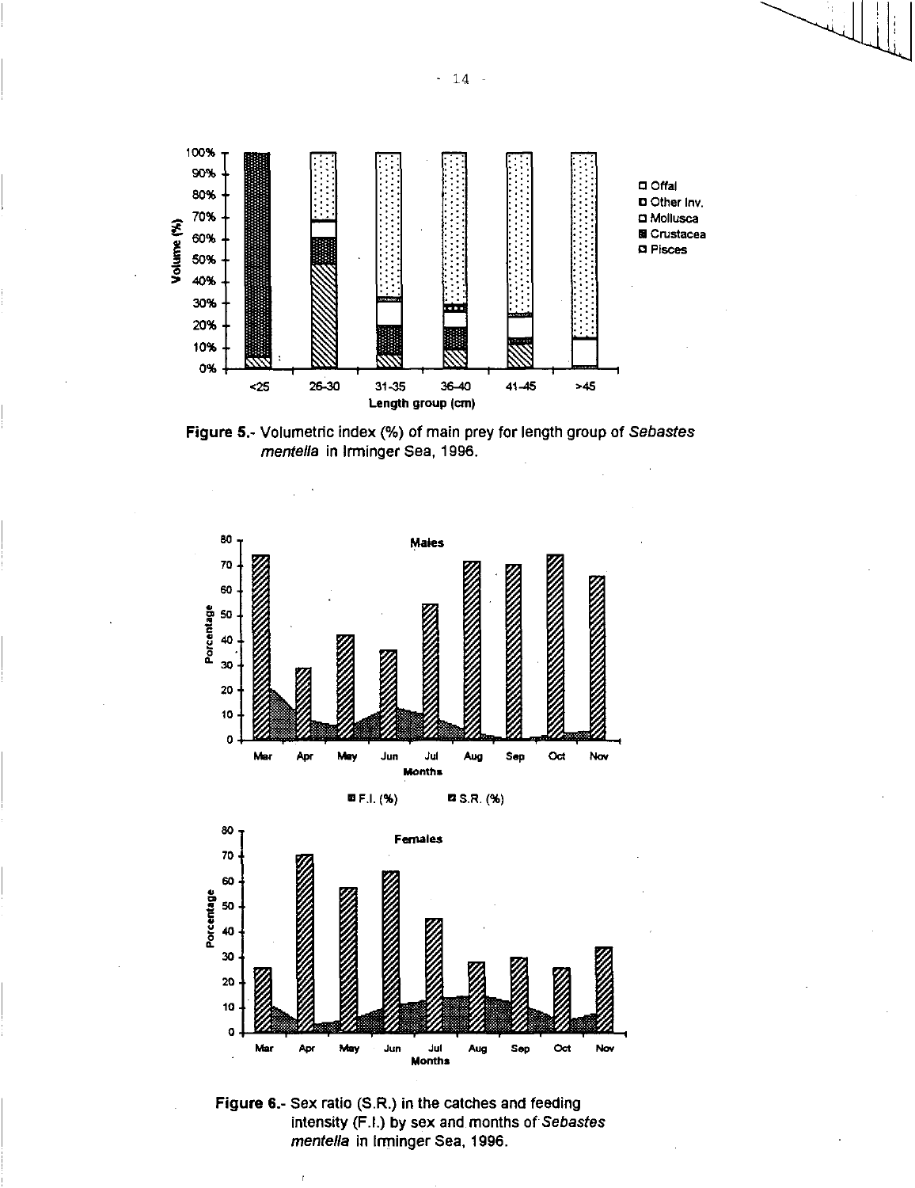100%
90%
80%
70%
60%
50%
40%
30%
20%
10%
0%

Volume (%)

<25
26-30
31-35
36-40
41-45
>45

Length group (cm)

Offal
Other Inv.
Mollusca
Crustacea
Pisces

**Figure 5**.- Volumetric index (%) of main prey for length group of *Sebastes mentella* in Irminger Sea, 1996.

Males

80
70
60
50
40
30
20
10
0

Porcentage

Mar
Apr
May
Jun
Jul
Aug
Sep
Oct
Nov

Months

F.I. (%)
S.R. (%)

Females

80
70
60
50
40
30
20
10
0

Porcentage

Mar
Apr
May
Jun
Jul
Aug
Sep
Oct
Nov

Months

**Figure 6**.- Sex ratio (S.R.) in the catches and feeding intensity (F.I.) by sex and months of *Sebastes mentella* in Irminger Sea, 1996.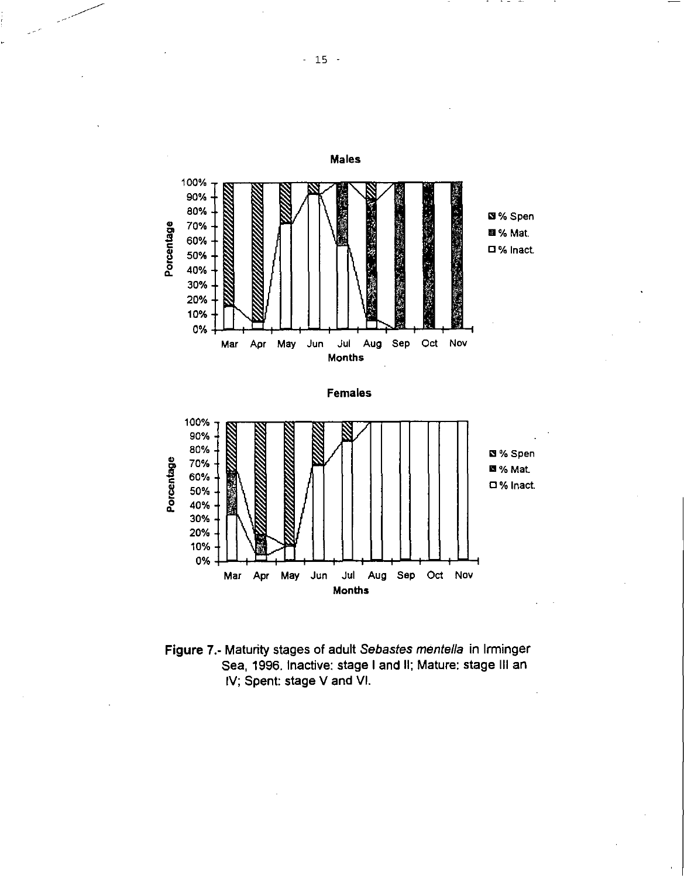Males

100%
90%
80%
70%
60%
50%
40%
30%
20%
10%
0%

Porcentage

Mar Apr May Jun Jul Aug Sep Oct Nov

Months

% Spen
% Mat.
% Inact.

Females

100%
90%
80%
70%
60%
50%
40%
30%
20%
10%
0%

Porcentage

Mar Apr May Jun Jul Aug Sep Oct Nov

Months

% Spen
% Mat.
% Inact.

**Figure 7.-** Maturity stages of adult *Sebastes mentella* in Irminger Sea, 1996. Inactive: stage I and II; Mature: stage III an IV; Spent: stage V and VI.